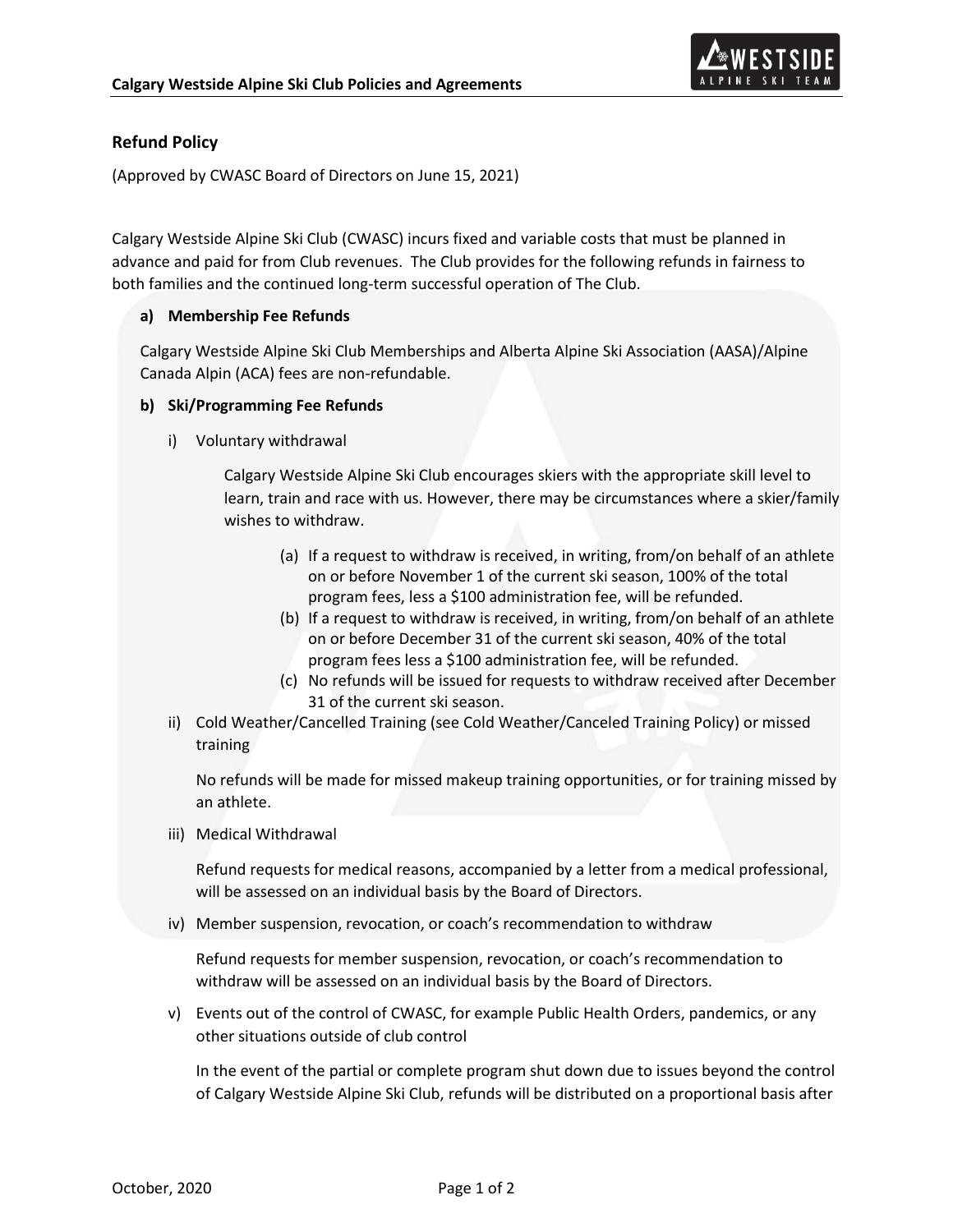## Refund Policy

(Approved by CWASC Board of Directors on June 15, 2021)

Calgary Westside Alpine Ski Club (CWASC) incurs fixed and variable costs that must be planned in advance and paid for from Club revenues. The Club provides for the following refunds in fairness to both families and the continued long-term successful operation of The Club.

**a) Membership Fee Refunds**

Calgary Westside Alpine Ski Club Memberships and Alberta Alpine Ski Association (AASA)/Alpine Canada Alpin (ACA) fees are non-refundable.

**b) Ski/Programming Fee Refunds**

i) Voluntary withdrawal

Calgary Westside Alpine Ski Club encourages skiers with the appropriate skill level to learn, train and race with us. However, there may be circumstances where a skier/family wishes to withdraw.

(a) If a request to withdraw is received, in writing, from/on behalf of an athlete on or before November 1 of the current ski season, 100% of the total program fees, less a $100 administration fee, will be refunded.

(b) If a request to withdraw is received, in writing, from/on behalf of an athlete on or before December 31 of the current ski season, 40% of the total program fees less a $100 administration fee, will be refunded.

(c) No refunds will be issued for requests to withdraw received after December 31 of the current ski season.

ii) Cold Weather/Cancelled Training (see Cold Weather/Canceled Training Policy) or missed training

No refunds will be made for missed makeup training opportunities, or for training missed by an athlete.

iii) Medical Withdrawal

Refund requests for medical reasons, accompanied by a letter from a medical professional, will be assessed on an individual basis by the Board of Directors.

iv) Member suspension, revocation, or coach's recommendation to withdraw

Refund requests for member suspension, revocation, or coach's recommendation to withdraw will be assessed on an individual basis by the Board of Directors.

v) Events out of the control of CWASC, for example Public Health Orders, pandemics, or any other situations outside of club control

In the event of the partial or complete program shut down due to issues beyond the control of Calgary Westside Alpine Ski Club, refunds will be distributed on a proportional basis after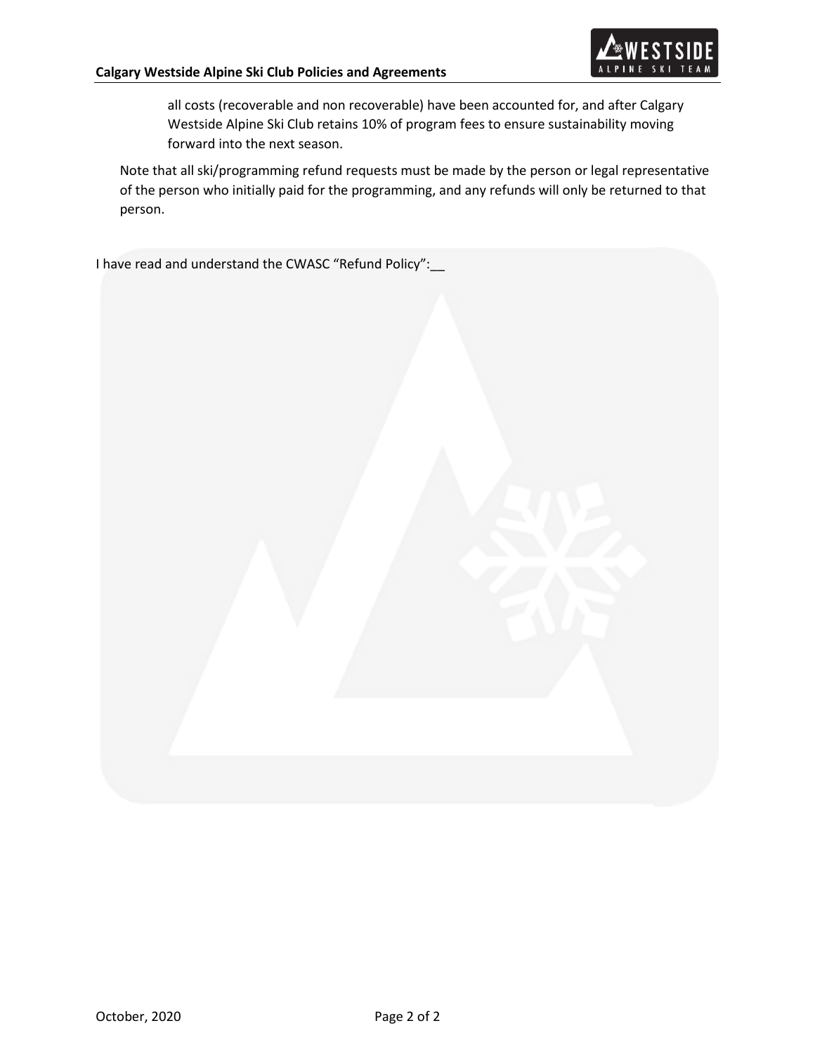all costs (recoverable and non recoverable) have been accounted for, and after Calgary Westside Alpine Ski Club retains 10% of program fees to ensure sustainability moving forward into the next season.

Note that all ski/programming refund requests must be made by the person or legal representative of the person who initially paid for the programming, and any refunds will only be returned to that person.

I have read and understand the CWASC "Refund Policy":__